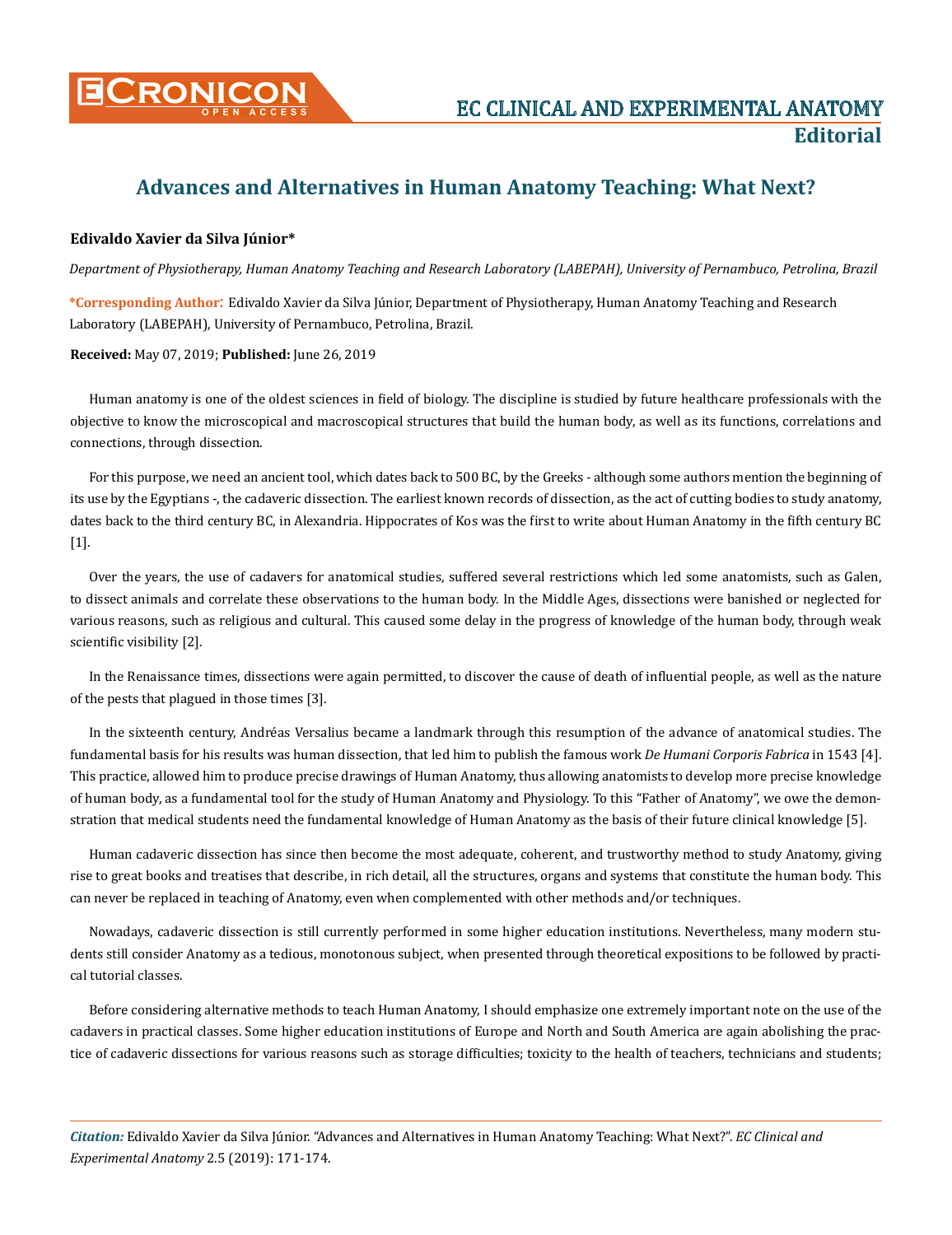# Advances and Alternatives in Human Anatomy Teaching: What Next?

**Edivaldo Xavier da Silva Júnior***

*Department of Physiotherapy, Human Anatomy Teaching and Research Laboratory (LABEPAH), University of Pernambuco, Petrolina, Brazil*

***Corresponding Author:** Edivaldo Xavier da Silva Júnior, Department of Physiotherapy, Human Anatomy Teaching and Research Laboratory (LABEPAH), University of Pernambuco, Petrolina, Brazil.

**Received:** May 07, 2019; **Published:** June 26, 2019

Human anatomy is one of the oldest sciences in field of biology. The discipline is studied by future healthcare professionals with the objective to know the microscopical and macroscopical structures that build the human body, as well as its functions, correlations and connections, through dissection.

For this purpose, we need an ancient tool, which dates back to 500 BC, by the Greeks - although some authors mention the beginning of its use by the Egyptians -, the cadaveric dissection. The earliest known records of dissection, as the act of cutting bodies to study anatomy, dates back to the third century BC, in Alexandria. Hippocrates of Kos was the first to write about Human Anatomy in the fifth century BC [1].

Over the years, the use of cadavers for anatomical studies, suffered several restrictions which led some anatomists, such as Galen, to dissect animals and correlate these observations to the human body. In the Middle Ages, dissections were banished or neglected for various reasons, such as religious and cultural. This caused some delay in the progress of knowledge of the human body, through weak scientific visibility [2].

In the Renaissance times, dissections were again permitted, to discover the cause of death of influential people, as well as the nature of the pests that plagued in those times [3].

In the sixteenth century, Andréas Versalius became a landmark through this resumption of the advance of anatomical studies. The fundamental basis for his results was human dissection, that led him to publish the famous work *De Humani Corporis Fabrica* in 1543 [4]. This practice, allowed him to produce precise drawings of Human Anatomy, thus allowing anatomists to develop more precise knowledge of human body, as a fundamental tool for the study of Human Anatomy and Physiology. To this "Father of Anatomy", we owe the demonstration that medical students need the fundamental knowledge of Human Anatomy as the basis of their future clinical knowledge [5].

Human cadaveric dissection has since then become the most adequate, coherent, and trustworthy method to study Anatomy, giving rise to great books and treatises that describe, in rich detail, all the structures, organs and systems that constitute the human body. This can never be replaced in teaching of Anatomy, even when complemented with other methods and/or techniques.

Nowadays, cadaveric dissection is still currently performed in some higher education institutions. Nevertheless, many modern students still consider Anatomy as a tedious, monotonous subject, when presented through theoretical expositions to be followed by practical tutorial classes.

Before considering alternative methods to teach Human Anatomy, I should emphasize one extremely important note on the use of the cadavers in practical classes. Some higher education institutions of Europe and North and South America are again abolishing the practice of cadaveric dissections for various reasons such as storage difficulties; toxicity to the health of teachers, technicians and students;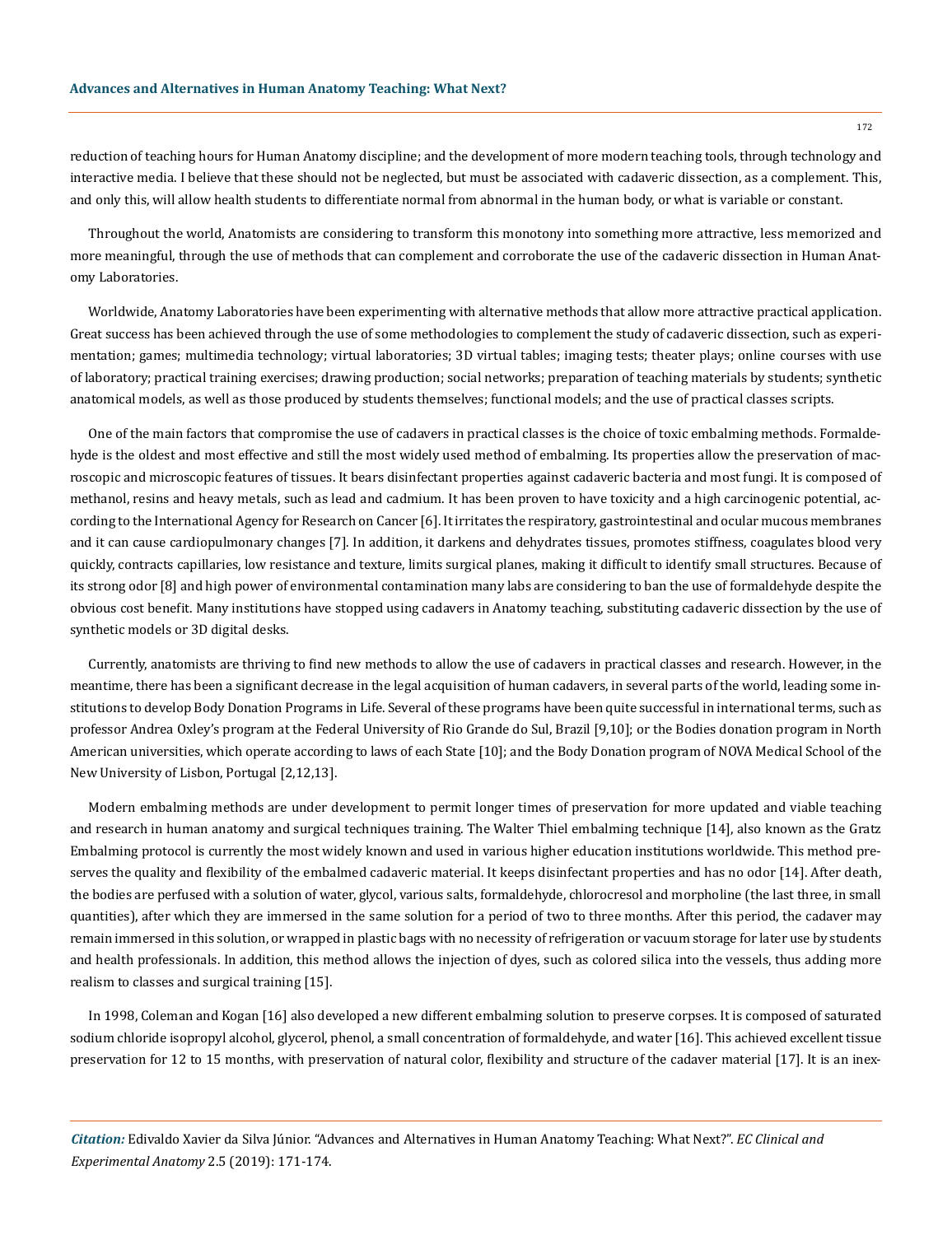reduction of teaching hours for Human Anatomy discipline; and the development of more modern teaching tools, through technology and interactive media. I believe that these should not be neglected, but must be associated with cadaveric dissection, as a complement. This, and only this, will allow health students to differentiate normal from abnormal in the human body, or what is variable or constant.

Throughout the world, Anatomists are considering to transform this monotony into something more attractive, less memorized and more meaningful, through the use of methods that can complement and corroborate the use of the cadaveric dissection in Human Anatomy Laboratories.

Worldwide, Anatomy Laboratories have been experimenting with alternative methods that allow more attractive practical application. Great success has been achieved through the use of some methodologies to complement the study of cadaveric dissection, such as experimentation; games; multimedia technology; virtual laboratories; 3D virtual tables; imaging tests; theater plays; online courses with use of laboratory; practical training exercises; drawing production; social networks; preparation of teaching materials by students; synthetic anatomical models, as well as those produced by students themselves; functional models; and the use of practical classes scripts.

One of the main factors that compromise the use of cadavers in practical classes is the choice of toxic embalming methods. Formaldehyde is the oldest and most effective and still the most widely used method of embalming. Its properties allow the preservation of macroscopic and microscopic features of tissues. It bears disinfectant properties against cadaveric bacteria and most fungi. It is composed of methanol, resins and heavy metals, such as lead and cadmium. It has been proven to have toxicity and a high carcinogenic potential, according to the International Agency for Research on Cancer [6]. It irritates the respiratory, gastrointestinal and ocular mucous membranes and it can cause cardiopulmonary changes [7]. In addition, it darkens and dehydrates tissues, promotes stiffness, coagulates blood very quickly, contracts capillaries, low resistance and texture, limits surgical planes, making it difficult to identify small structures. Because of its strong odor [8] and high power of environmental contamination many labs are considering to ban the use of formaldehyde despite the obvious cost benefit. Many institutions have stopped using cadavers in Anatomy teaching, substituting cadaveric dissection by the use of synthetic models or 3D digital desks.

Currently, anatomists are thriving to find new methods to allow the use of cadavers in practical classes and research. However, in the meantime, there has been a significant decrease in the legal acquisition of human cadavers, in several parts of the world, leading some institutions to develop Body Donation Programs in Life. Several of these programs have been quite successful in international terms, such as professor Andrea Oxley's program at the Federal University of Rio Grande do Sul, Brazil [9,10]; or the Bodies donation program in North American universities, which operate according to laws of each State [10]; and the Body Donation program of NOVA Medical School of the New University of Lisbon, Portugal [2,12,13].

Modern embalming methods are under development to permit longer times of preservation for more updated and viable teaching and research in human anatomy and surgical techniques training. The Walter Thiel embalming technique [14], also known as the Gratz Embalming protocol is currently the most widely known and used in various higher education institutions worldwide. This method preserves the quality and flexibility of the embalmed cadaveric material. It keeps disinfectant properties and has no odor [14]. After death, the bodies are perfused with a solution of water, glycol, various salts, formaldehyde, chlorocresol and morpholine (the last three, in small quantities), after which they are immersed in the same solution for a period of two to three months. After this period, the cadaver may remain immersed in this solution, or wrapped in plastic bags with no necessity of refrigeration or vacuum storage for later use by students and health professionals. In addition, this method allows the injection of dyes, such as colored silica into the vessels, thus adding more realism to classes and surgical training [15].

In 1998, Coleman and Kogan [16] also developed a new different embalming solution to preserve corpses. It is composed of saturated sodium chloride isopropyl alcohol, glycerol, phenol, a small concentration of formaldehyde, and water [16]. This achieved excellent tissue preservation for 12 to 15 months, with preservation of natural color, flexibility and structure of the cadaver material [17]. It is an inex-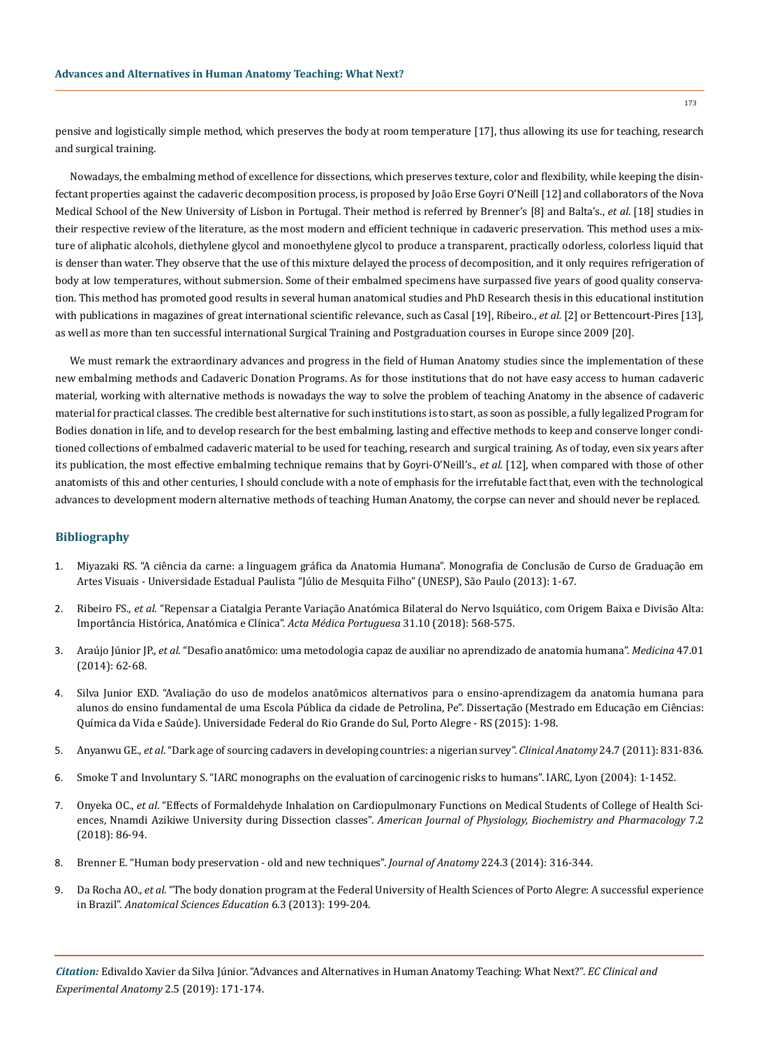pensive and logistically simple method, which preserves the body at room temperature [17], thus allowing its use for teaching, research and surgical training.

Nowadays, the embalming method of excellence for dissections, which preserves texture, color and flexibility, while keeping the disinfectant properties against the cadaveric decomposition process, is proposed by João Erse Goyri O'Neill [12] and collaborators of the Nova Medical School of the New University of Lisbon in Portugal. Their method is referred by Brenner's [8] and Balta's., *et al.* [18] studies in their respective review of the literature, as the most modern and efficient technique in cadaveric preservation. This method uses a mixture of aliphatic alcohols, diethylene glycol and monoethylene glycol to produce a transparent, practically odorless, colorless liquid that is denser than water. They observe that the use of this mixture delayed the process of decomposition, and it only requires refrigeration of body at low temperatures, without submersion. Some of their embalmed specimens have surpassed five years of good quality conservation. This method has promoted good results in several human anatomical studies and PhD Research thesis in this educational institution with publications in magazines of great international scientific relevance, such as Casal [19], Ribeiro., *et al.* [2] or Bettencourt-Pires [13], as well as more than ten successful international Surgical Training and Postgraduation courses in Europe since 2009 [20].

We must remark the extraordinary advances and progress in the field of Human Anatomy studies since the implementation of these new embalming methods and Cadaveric Donation Programs. As for those institutions that do not have easy access to human cadaveric material, working with alternative methods is nowadays the way to solve the problem of teaching Anatomy in the absence of cadaveric material for practical classes. The credible best alternative for such institutions is to start, as soon as possible, a fully legalized Program for Bodies donation in life, and to develop research for the best embalming, lasting and effective methods to keep and conserve longer conditioned collections of embalmed cadaveric material to be used for teaching, research and surgical training. As of today, even six years after its publication, the most effective embalming technique remains that by Gyori-O'Neill's., *et al.* [12], when compared with those of other anatomists of this and other centuries, I should conclude with a note of emphasis for the irrefutable fact that, even with the technological advances to development modern alternative methods of teaching Human Anatomy, the corpse can never and should never be replaced.

## Bibliography

1. Miyazaki RS. "A ciência da carne: a linguagem gráfica da Anatomia Humana". Monografia de Conclusão de Curso de Graduação em Artes Visuais - Universidade Estadual Paulista "Júlio de Mesquita Filho" (UNESP), São Paulo (2013): 1-67.
2. Ribeiro FS., *et al*. "Repensar a Ciatalgia Perante Variação Anatómica Bilateral do Nervo Isquiático, com Origem Baixa e Divisão Alta: Importância Histórica, Anatómica e Clínica". *Acta Médica Portuguesa* 31.10 (2018): 568-575.
3. Araújo Júnior JP., *et al*. "Desafio anatômico: uma metodologia capaz de auxiliar no aprendizado de anatomia humana". *Medicina* 47.01 (2014): 62-68.
4. Silva Junior EXD. "Avaliação do uso de modelos anatômicos alternativos para o ensino-aprendizagem da anatomia humana para alunos do ensino fundamental de uma Escola Pública da cidade de Petrolina, Pe". Dissertação (Mestrado em Educação em Ciências: Química da Vida e Saúde). Universidade Federal do Rio Grande do Sul, Porto Alegre - RS (2015): 1-98.
5. Anyanwu GE., *et al*. "Dark age of sourcing cadavers in developing countries: a nigerian survey". *Clinical Anatomy* 24.7 (2011): 831-836.
6. Smoke T and Involuntary S. "IARC monographs on the evaluation of carcinogenic risks to humans". IARC, Lyon (2004): 1-1452.
7. Onyeka OC., *et al*. "Effects of Formaldehyde Inhalation on Cardiopulmonary Functions on Medical Students of College of Health Sciences, Nnamdi Azikiwe University during Dissection classes". *American Journal of Physiology, Biochemistry and Pharmacology* 7.2 (2018): 86-94.
8. Brenner E. "Human body preservation - old and new techniques". *Journal of Anatomy* 224.3 (2014): 316-344.
9. Da Rocha AO., *et al*. "The body donation program at the Federal University of Health Sciences of Porto Alegre: A successful experience in Brazil". *Anatomical Sciences Education* 6.3 (2013): 199-204.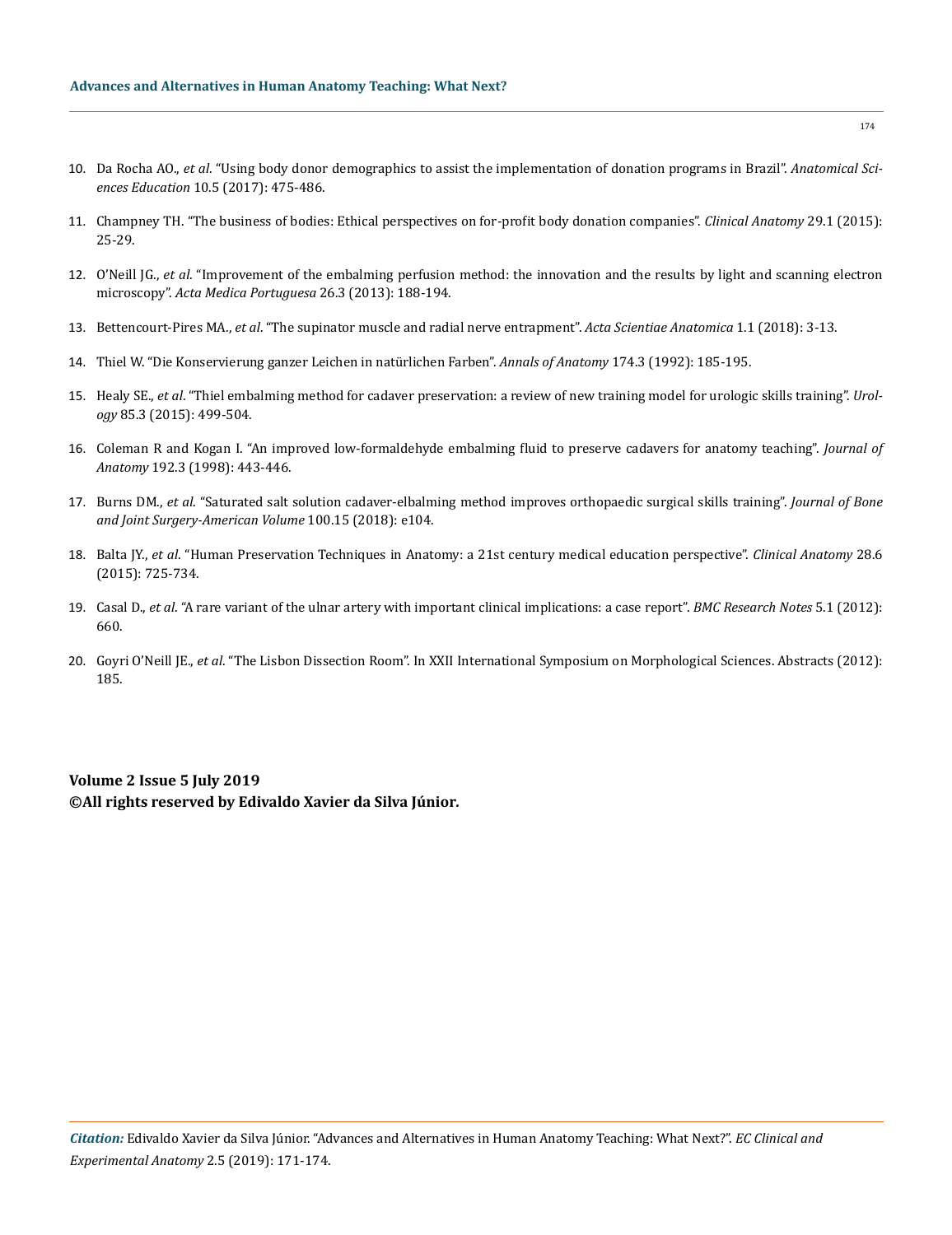10. Da Rocha AO., *et al*. "Using body donor demographics to assist the implementation of donation programs in Brazil". *Anatomical Sciences Education* 10.5 (2017): 475-486.

11. Champney TH. "The business of bodies: Ethical perspectives on for-profit body donation companies". *Clinical Anatomy* 29.1 (2015): 25-29.

12. O'Neill JG., *et al*. "Improvement of the embalming perfusion method: the innovation and the results by light and scanning electron microscopy". *Acta Medica Portuguesa* 26.3 (2013): 188-194.

13. Bettencourt-Pires MA., *et al*. "The supinator muscle and radial nerve entrapment". *Acta Scientiae Anatomica* 1.1 (2018): 3-13.

14. Thiel W. "Die Konservierung ganzer Leichen in natürlichen Farben". *Annals of Anatomy* 174.3 (1992): 185-195.

15. Healy SE., *et al*. "Thiel embalming method for cadaver preservation: a review of new training model for urologic skills training". *Urology* 85.3 (2015): 499-504.

16. Coleman R and Kogan I. "An improved low-formaldehyde embalming fluid to preserve cadavers for anatomy teaching". *Journal of Anatomy* 192.3 (1998): 443-446.

17. Burns DM., *et al*. "Saturated salt solution cadaver-elbalming method improves orthopaedic surgical skills training". *Journal of Bone and Joint Surgery-American Volume* 100.15 (2018): e104.

18. Balta JY., *et al*. "Human Preservation Techniques in Anatomy: a 21st century medical education perspective". *Clinical Anatomy* 28.6 (2015): 725-734.

19. Casal D., *et al*. "A rare variant of the ulnar artery with important clinical implications: a case report". *BMC Research Notes* 5.1 (2012): 660.

20. Goyri O'Neill JE., *et al*. "The Lisbon Dissection Room". In XXII International Symposium on Morphological Sciences. Abstracts (2012): 185.

**Volume 2 Issue 5 July 2019**
**©All rights reserved by Edivaldo Xavier da Silva Júnior.**